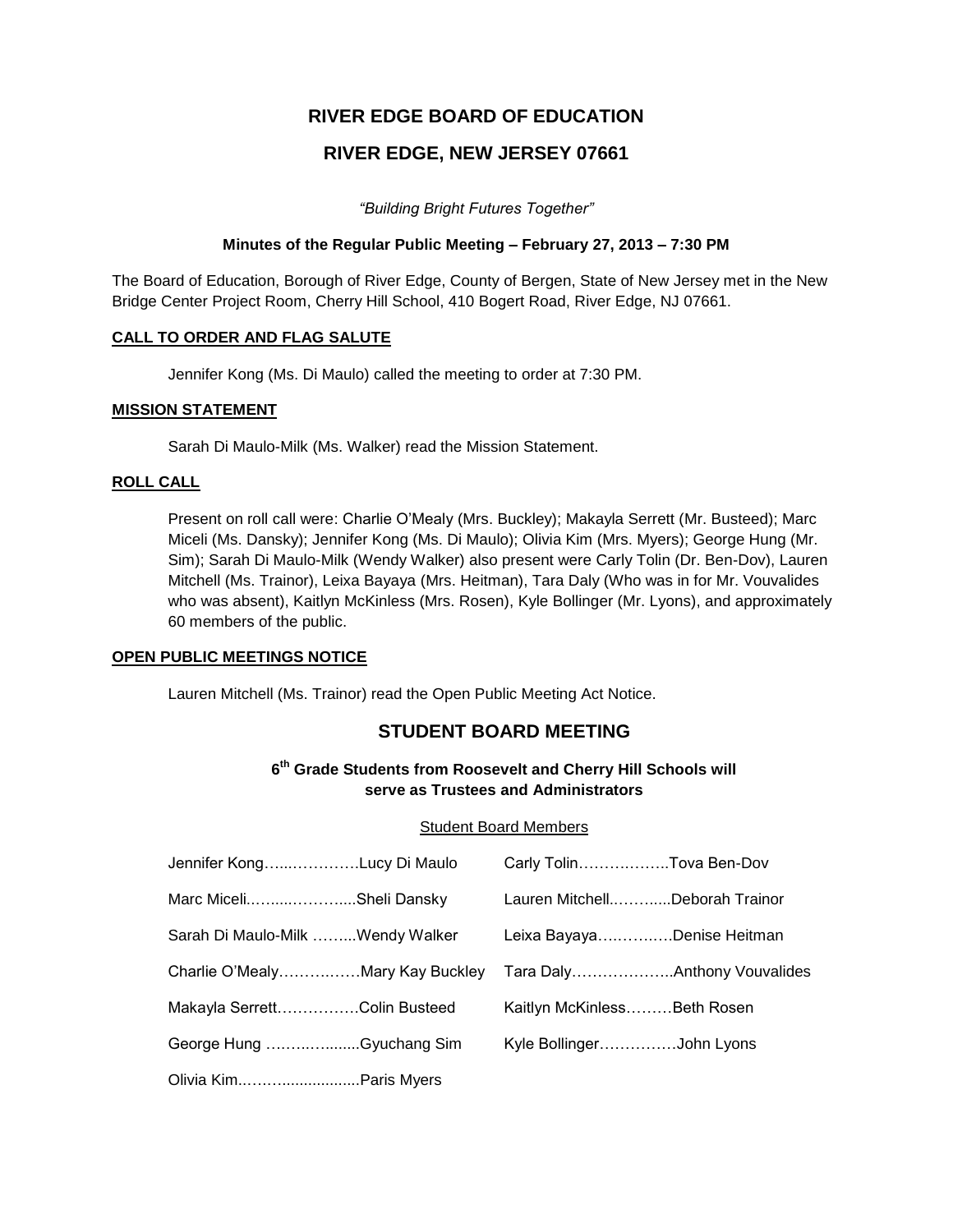# RIVER EDGE BOARD OF EDUCATION

# RIVER EDGE, NEW JERSEY 07661

*"Building Bright Futures Together"*

**Minutes of the Regular Public Meeting – February 27, 2013 – 7:30 PM**

The Board of Education, Borough of River Edge, County of Bergen, State of New Jersey met in the New Bridge Center Project Room, Cherry Hill School, 410 Bogert Road, River Edge, NJ 07661.

**CALL TO ORDER AND FLAG SALUTE**

Jennifer Kong (Ms. Di Maulo) called the meeting to order at 7:30 PM.

**MISSION STATEMENT**

Sarah Di Maulo-Milk (Ms. Walker) read the Mission Statement.

**ROLL CALL**

Present on roll call were: Charlie O'Mealy (Mrs. Buckley); Makayla Serrett (Mr. Busteed); Marc Miceli (Ms. Dansky); Jennifer Kong (Ms. Di Maulo); Olivia Kim (Mrs. Myers); George Hung (Mr. Sim); Sarah Di Maulo-Milk (Wendy Walker) also present were Carly Tolin (Dr. Ben-Dov), Lauren Mitchell (Ms. Trainor), Leixa Bayaya (Mrs. Heitman), Tara Daly (Who was in for Mr. Vouvalides who was absent), Kaitlyn McKinless (Mrs. Rosen), Kyle Bollinger (Mr. Lyons), and approximately 60 members of the public.

**OPEN PUBLIC MEETINGS NOTICE**

Lauren Mitchell (Ms. Trainor) read the Open Public Meeting Act Notice.

## STUDENT BOARD MEETING

### 6th Grade Students from Roosevelt and Cherry Hill Schools will serve as Trustees and Administrators

Student Board Members

Jennifer Kong…...…………Lucy Di Maulo

Marc Miceli..…....…….…...Sheli Dansky

Sarah Di Maulo-Milk ……...Wendy Walker

Charlie O'Mealy……….……Mary Kay Buckley

Makayla Serrett…………….Colin Busteed

George Hung ……….….......Gyuchang Sim

Olivia Kim..……..................Paris Myers

Carly Tolin……………..Tova Ben-Dov

Lauren Mitchell..……....Deborah Trainor

Leixa Bayaya….……..…Denise Heitman

Tara Daly………………..Anthony Vouvalides

Kaitlyn McKinless………Beth Rosen

Kyle Bollinger……………John Lyons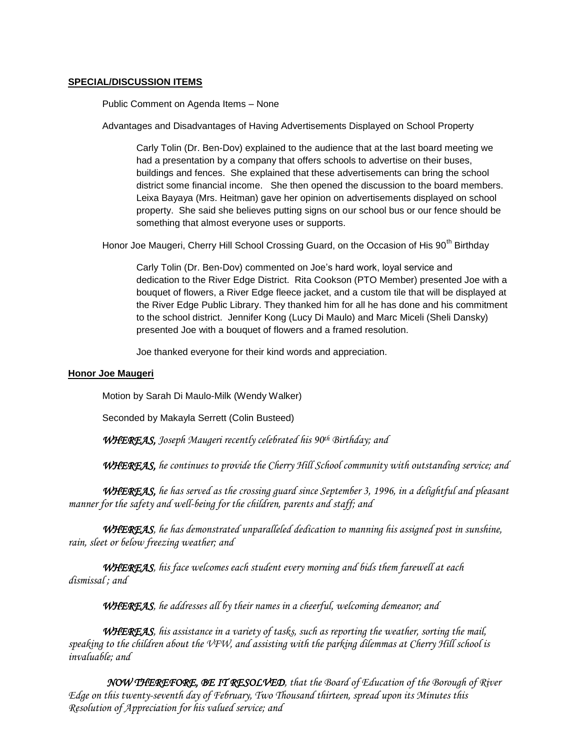**SPECIAL/DISCUSSION ITEMS**

Public Comment on Agenda Items – None

Advantages and Disadvantages of Having Advertisements Displayed on School Property

Carly Tolin (Dr. Ben-Dov) explained to the audience that at the last board meeting we had a presentation by a company that offers schools to advertise on their buses, buildings and fences. She explained that these advertisements can bring the school district some financial income. She then opened the discussion to the board members. Leixa Bayaya (Mrs. Heitman) gave her opinion on advertisements displayed on school property. She said she believes putting signs on our school bus or our fence should be something that almost everyone uses or supports.

Honor Joe Maugeri, Cherry Hill School Crossing Guard, on the Occasion of His 90th Birthday

Carly Tolin (Dr. Ben-Dov) commented on Joe's hard work, loyal service and dedication to the River Edge District. Rita Cookson (PTO Member) presented Joe with a bouquet of flowers, a River Edge fleece jacket, and a custom tile that will be displayed at the River Edge Public Library. They thanked him for all he has done and his commitment to the school district. Jennifer Kong (Lucy Di Maulo) and Marc Miceli (Sheli Dansky) presented Joe with a bouquet of flowers and a framed resolution.

Joe thanked everyone for their kind words and appreciation.

**Honor Joe Maugeri**

Motion by Sarah Di Maulo-Milk (Wendy Walker)

Seconded by Makayla Serrett (Colin Busteed)

***WHEREAS,*** *Joseph Maugeri recently celebrated his 90th Birthday; and*

***WHEREAS,*** *he continues to provide the Cherry Hill School community with outstanding service; and*

***WHEREAS,*** *he has served as the crossing guard since September 3, 1996, in a delightful and pleasant manner for the safety and well-being for the children, parents and staff; and*

***WHEREAS****, he has demonstrated unparalleled dedication to manning his assigned post in sunshine, rain, sleet or below freezing weather; and*

***WHEREAS****, his face welcomes each student every morning and bids them farewell at each dismissal ; and*

***WHEREAS****, he addresses all by their names in a cheerful, welcoming demeanor; and*

***WHEREAS****, his assistance in a variety of tasks, such as reporting the weather, sorting the mail, speaking to the children about the VFW, and assisting with the parking dilemmas at Cherry Hill school is invaluable; and*

***NOW THEREFORE, BE IT RESOLVED****, that the Board of Education of the Borough of River Edge on this twenty-seventh day of February, Two Thousand thirteen, spread upon its Minutes this Resolution of Appreciation for his valued service; and*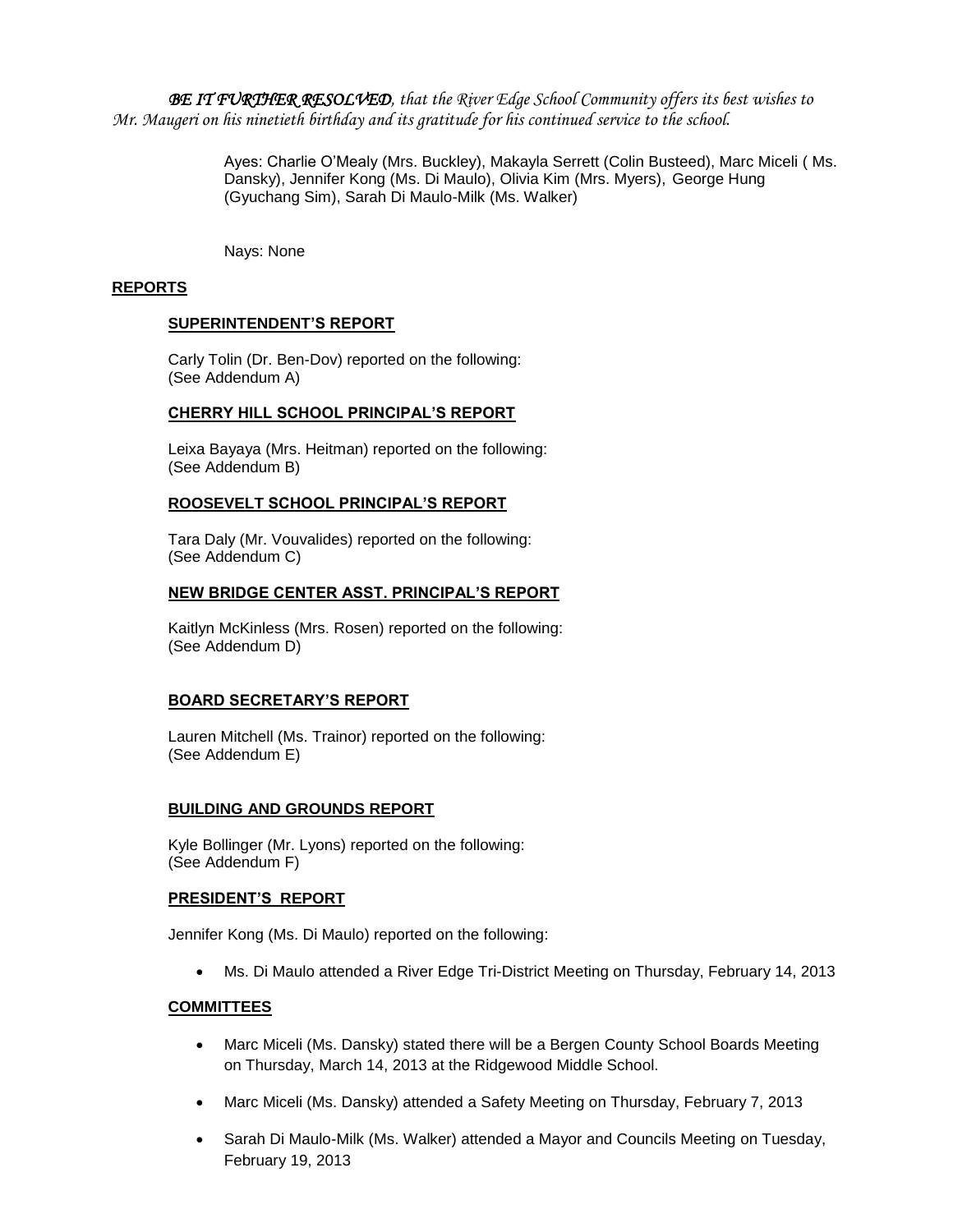***BE IT FURTHER RESOLVED**, that the River Edge School Community offers its best wishes to Mr. Maugeri on his ninetieth birthday and its gratitude for his continued service to the school.*

Ayes: Charlie O'Mealy (Mrs. Buckley), Makayla Serrett (Colin Busteed), Marc Miceli ( Ms. Dansky), Jennifer Kong (Ms. Di Maulo), Olivia Kim (Mrs. Myers), George Hung (Gyuchang Sim), Sarah Di Maulo-Milk (Ms. Walker)

Nays: None

## REPORTS

### SUPERINTENDENT'S REPORT

Carly Tolin (Dr. Ben-Dov) reported on the following:
(See Addendum A)

### CHERRY HILL SCHOOL PRINCIPAL'S REPORT

Leixa Bayaya (Mrs. Heitman) reported on the following:
(See Addendum B)

### ROOSEVELT SCHOOL PRINCIPAL'S REPORT

Tara Daly (Mr. Vouvalides) reported on the following:
(See Addendum C)

### NEW BRIDGE CENTER ASST. PRINCIPAL'S REPORT

Kaitlyn McKinless (Mrs. Rosen) reported on the following:
(See Addendum D)

### BOARD SECRETARY'S REPORT

Lauren Mitchell (Ms. Trainor) reported on the following:
(See Addendum E)

### BUILDING AND GROUNDS REPORT

Kyle Bollinger (Mr. Lyons) reported on the following:
(See Addendum F)

### PRESIDENT'S REPORT

Jennifer Kong (Ms. Di Maulo) reported on the following:

- Ms. Di Maulo attended a River Edge Tri-District Meeting on Thursday, February 14, 2013

### COMMITTEES

- Marc Miceli (Ms. Dansky) stated there will be a Bergen County School Boards Meeting on Thursday, March 14, 2013 at the Ridgewood Middle School.
- Marc Miceli (Ms. Dansky) attended a Safety Meeting on Thursday, February 7, 2013
- Sarah Di Maulo-Milk (Ms. Walker) attended a Mayor and Councils Meeting on Tuesday, February 19, 2013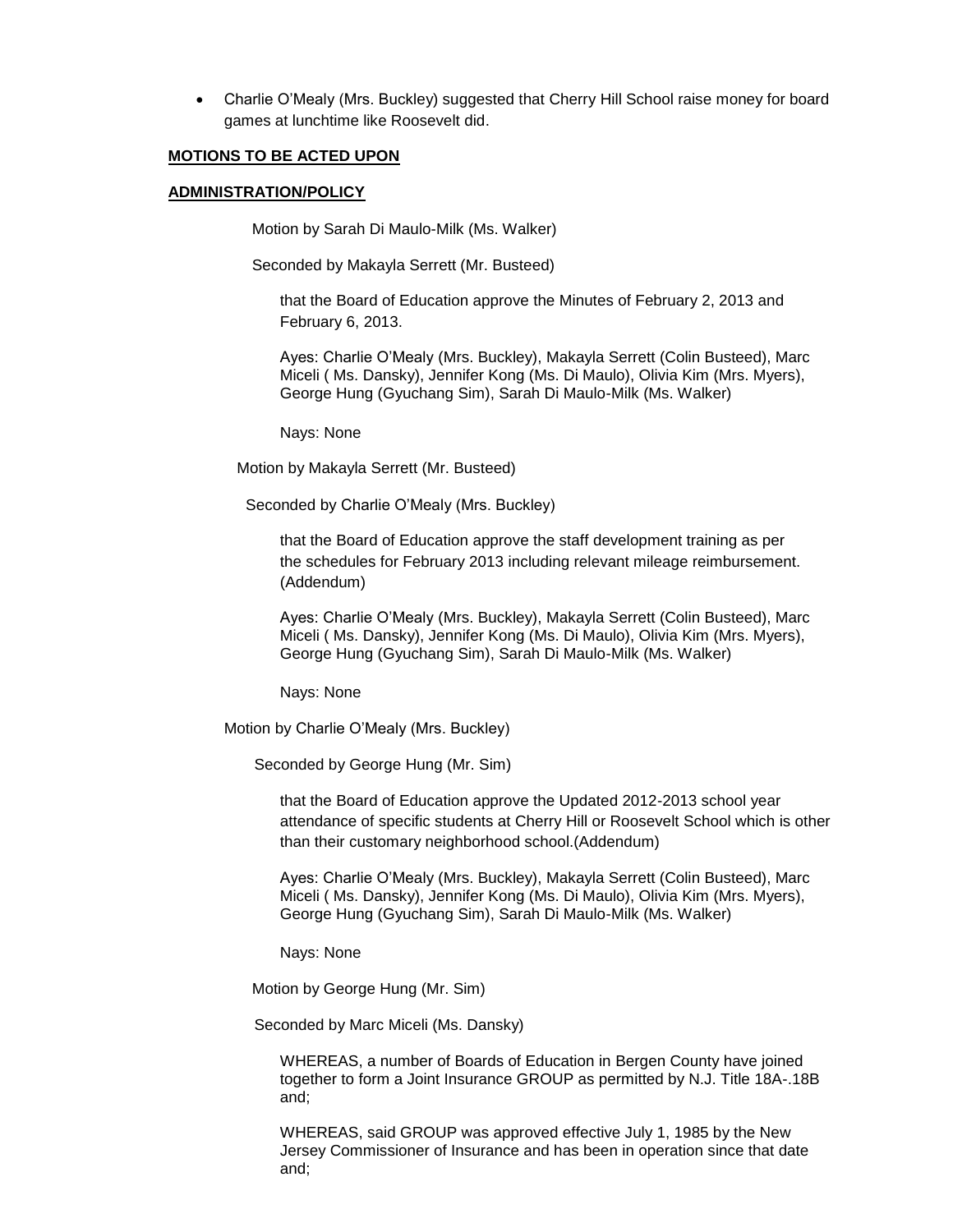- Charlie O'Mealy (Mrs. Buckley) suggested that Cherry Hill School raise money for board games at lunchtime like Roosevelt did.

**MOTIONS TO BE ACTED UPON**

**ADMINISTRATION/POLICY**

Motion by Sarah Di Maulo-Milk (Ms. Walker)

Seconded by Makayla Serrett (Mr. Busteed)

that the Board of Education approve the Minutes of February 2, 2013 and February 6, 2013.

Ayes: Charlie O'Mealy (Mrs. Buckley), Makayla Serrett (Colin Busteed), Marc Miceli ( Ms. Dansky), Jennifer Kong (Ms. Di Maulo), Olivia Kim (Mrs. Myers), George Hung (Gyuchang Sim), Sarah Di Maulo-Milk (Ms. Walker)

Nays: None

Motion by Makayla Serrett (Mr. Busteed)

Seconded by Charlie O'Mealy (Mrs. Buckley)

that the Board of Education approve the staff development training as per the schedules for February 2013 including relevant mileage reimbursement. (Addendum)

Ayes: Charlie O'Mealy (Mrs. Buckley), Makayla Serrett (Colin Busteed), Marc Miceli ( Ms. Dansky), Jennifer Kong (Ms. Di Maulo), Olivia Kim (Mrs. Myers), George Hung (Gyuchang Sim), Sarah Di Maulo-Milk (Ms. Walker)

Nays: None

Motion by Charlie O'Mealy (Mrs. Buckley)

Seconded by George Hung (Mr. Sim)

that the Board of Education approve the Updated 2012-2013 school year attendance of specific students at Cherry Hill or Roosevelt School which is other than their customary neighborhood school.(Addendum)

Ayes: Charlie O'Mealy (Mrs. Buckley), Makayla Serrett (Colin Busteed), Marc Miceli ( Ms. Dansky), Jennifer Kong (Ms. Di Maulo), Olivia Kim (Mrs. Myers), George Hung (Gyuchang Sim), Sarah Di Maulo-Milk (Ms. Walker)

Nays: None

Motion by George Hung (Mr. Sim)

Seconded by Marc Miceli (Ms. Dansky)

WHEREAS, a number of Boards of Education in Bergen County have joined together to form a Joint Insurance GROUP as permitted by N.J. Title 18A-.18B and;

WHEREAS, said GROUP was approved effective July 1, 1985 by the New Jersey Commissioner of Insurance and has been in operation since that date and;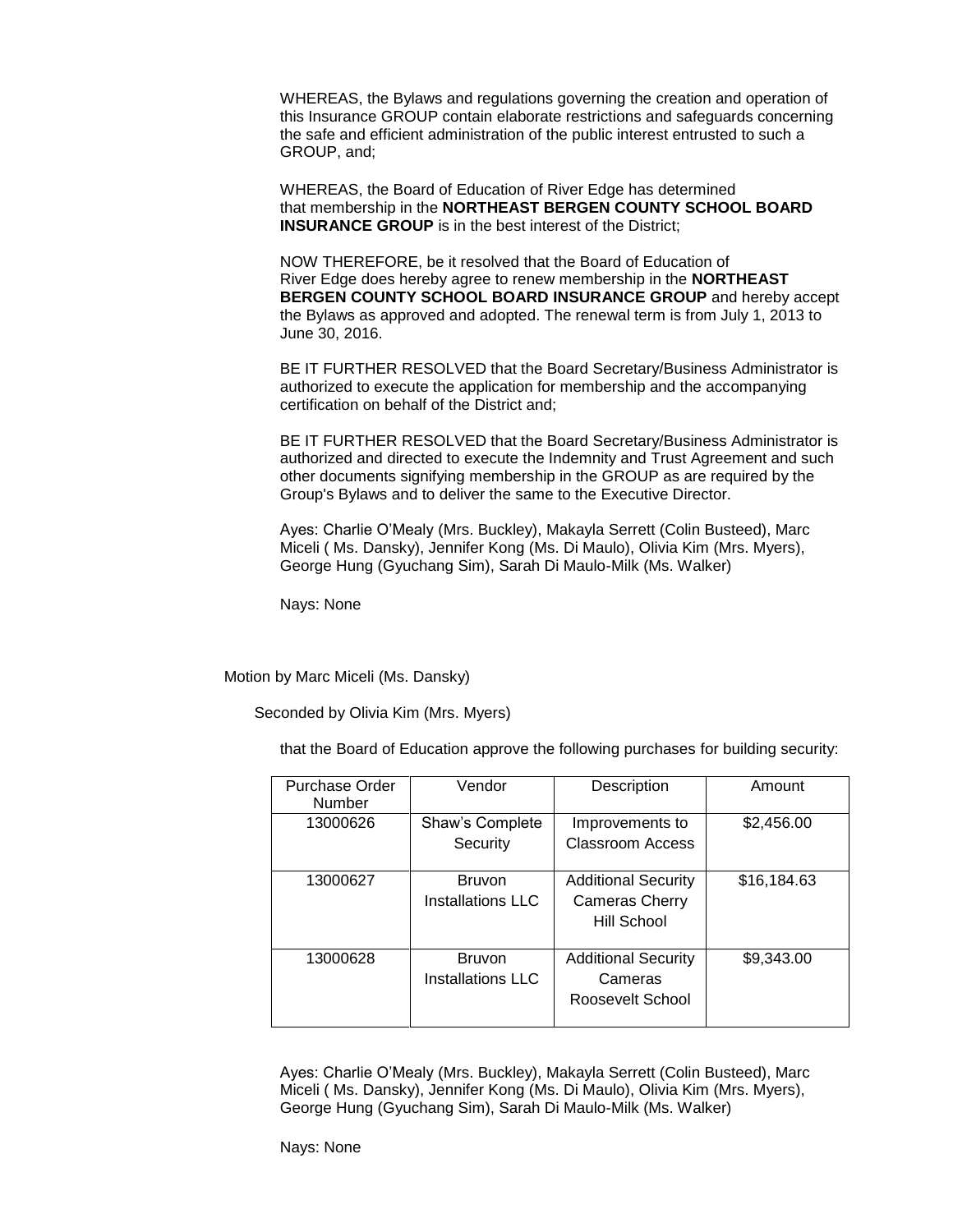WHEREAS, the Bylaws and regulations governing the creation and operation of this Insurance GROUP contain elaborate restrictions and safeguards concerning the safe and efficient administration of the public interest entrusted to such a GROUP, and;

WHEREAS, the Board of Education of River Edge has determined that membership in the **NORTHEAST BERGEN COUNTY SCHOOL BOARD INSURANCE GROUP** is in the best interest of the District;

NOW THEREFORE, be it resolved that the Board of Education of River Edge does hereby agree to renew membership in the **NORTHEAST BERGEN COUNTY SCHOOL BOARD INSURANCE GROUP** and hereby accept the Bylaws as approved and adopted. The renewal term is from July 1, 2013 to June 30, 2016.

BE IT FURTHER RESOLVED that the Board Secretary/Business Administrator is authorized to execute the application for membership and the accompanying certification on behalf of the District and;

BE IT FURTHER RESOLVED that the Board Secretary/Business Administrator is authorized and directed to execute the Indemnity and Trust Agreement and such other documents signifying membership in the GROUP as are required by the Group's Bylaws and to deliver the same to the Executive Director.

Ayes: Charlie O'Mealy (Mrs. Buckley), Makayla Serrett (Colin Busteed), Marc Miceli ( Ms. Dansky), Jennifer Kong (Ms. Di Maulo), Olivia Kim (Mrs. Myers), George Hung (Gyuchang Sim), Sarah Di Maulo-Milk (Ms. Walker)

Nays: None

Motion by Marc Miceli (Ms. Dansky)

Seconded by Olivia Kim (Mrs. Myers)

that the Board of Education approve the following purchases for building security:

| Purchase Order Number | Vendor | Description | Amount |
|---|---|---|---|
| 13000626 | Shaw's Complete Security | Improvements to Classroom Access | $2,456.00 |
| 13000627 | Bruvon Installations LLC | Additional Security Cameras Cherry Hill School | $16,184.63 |
| 13000628 | Bruvon Installations LLC | Additional Security Cameras Roosevelt School | $9,343.00 |

Ayes: Charlie O'Mealy (Mrs. Buckley), Makayla Serrett (Colin Busteed), Marc Miceli ( Ms. Dansky), Jennifer Kong (Ms. Di Maulo), Olivia Kim (Mrs. Myers), George Hung (Gyuchang Sim), Sarah Di Maulo-Milk (Ms. Walker)

Nays: None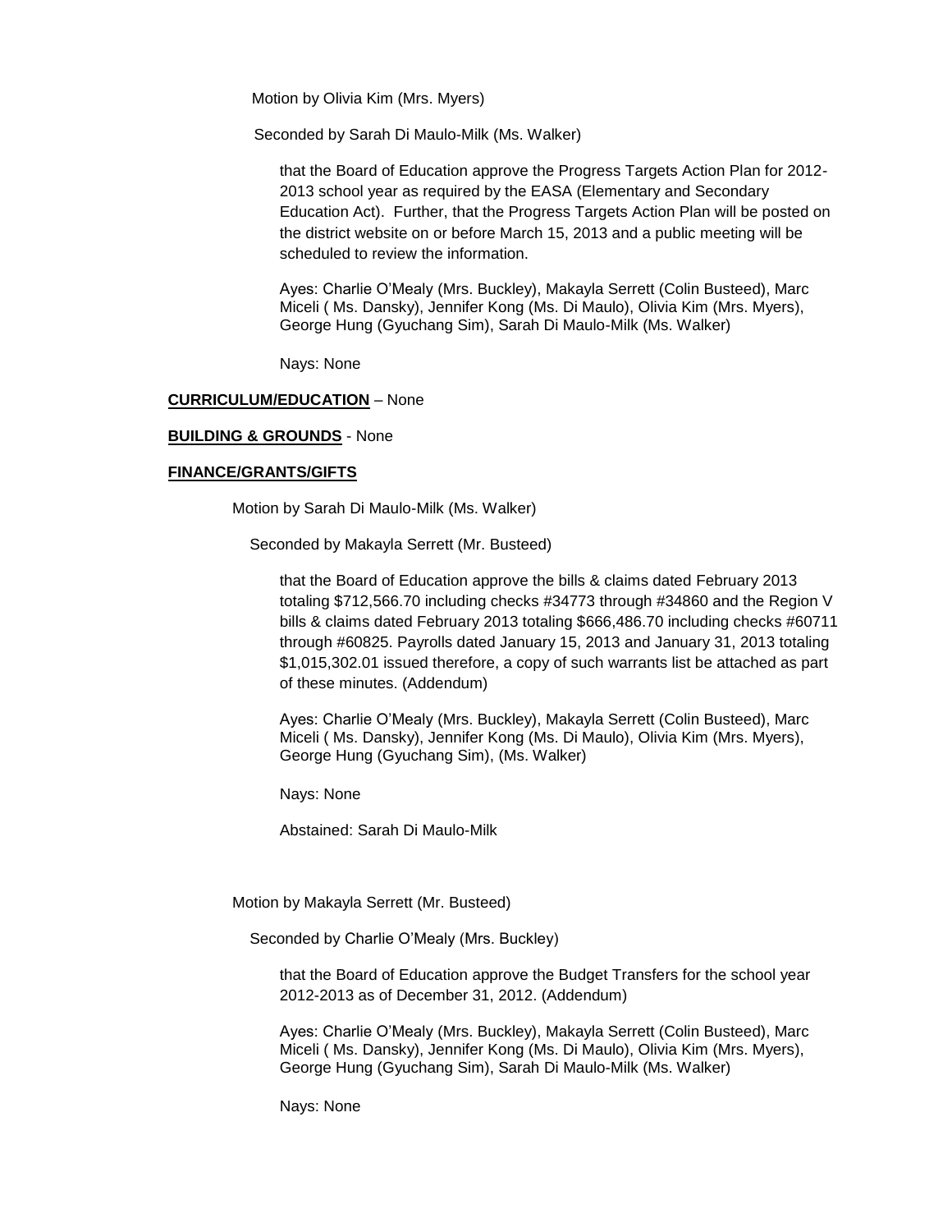Motion by Olivia Kim (Mrs. Myers)

Seconded by Sarah Di Maulo-Milk (Ms. Walker)

that the Board of Education approve the Progress Targets Action Plan for 2012-2013 school year as required by the EASA (Elementary and Secondary Education Act). Further, that the Progress Targets Action Plan will be posted on the district website on or before March 15, 2013 and a public meeting will be scheduled to review the information.

Ayes: Charlie O'Mealy (Mrs. Buckley), Makayla Serrett (Colin Busteed), Marc Miceli ( Ms. Dansky), Jennifer Kong (Ms. Di Maulo), Olivia Kim (Mrs. Myers), George Hung (Gyuchang Sim), Sarah Di Maulo-Milk (Ms. Walker)

Nays: None

**CURRICULUM/EDUCATION** – None

**BUILDING & GROUNDS** - None

**FINANCE/GRANTS/GIFTS**

Motion by Sarah Di Maulo-Milk (Ms. Walker)

Seconded by Makayla Serrett (Mr. Busteed)

that the Board of Education approve the bills & claims dated February 2013 totaling $712,566.70 including checks #34773 through #34860 and the Region V bills & claims dated February 2013 totaling $666,486.70 including checks #60711 through #60825. Payrolls dated January 15, 2013 and January 31, 2013 totaling $1,015,302.01 issued therefore, a copy of such warrants list be attached as part of these minutes. (Addendum)

Ayes: Charlie O'Mealy (Mrs. Buckley), Makayla Serrett (Colin Busteed), Marc Miceli ( Ms. Dansky), Jennifer Kong (Ms. Di Maulo), Olivia Kim (Mrs. Myers), George Hung (Gyuchang Sim), (Ms. Walker)

Nays: None

Abstained: Sarah Di Maulo-Milk

Motion by Makayla Serrett (Mr. Busteed)

Seconded by Charlie O'Mealy (Mrs. Buckley)

that the Board of Education approve the Budget Transfers for the school year 2012-2013 as of December 31, 2012. (Addendum)

Ayes: Charlie O'Mealy (Mrs. Buckley), Makayla Serrett (Colin Busteed), Marc Miceli ( Ms. Dansky), Jennifer Kong (Ms. Di Maulo), Olivia Kim (Mrs. Myers), George Hung (Gyuchang Sim), Sarah Di Maulo-Milk (Ms. Walker)

Nays: None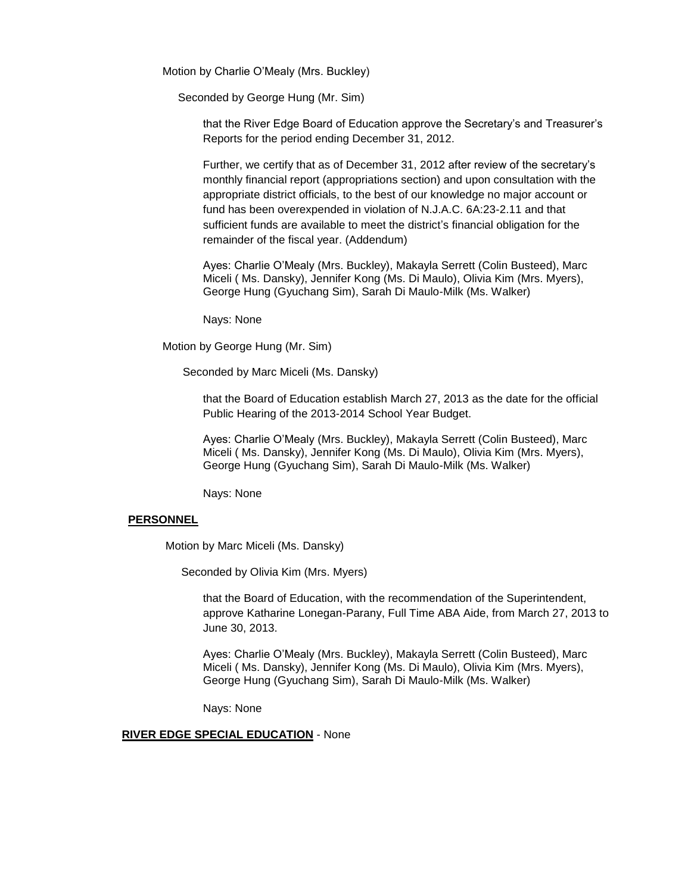Motion by Charlie O'Mealy (Mrs. Buckley)

Seconded by George Hung (Mr. Sim)

that the River Edge Board of Education approve the Secretary's and Treasurer's Reports for the period ending December 31, 2012.

Further, we certify that as of December 31, 2012 after review of the secretary's monthly financial report (appropriations section) and upon consultation with the appropriate district officials, to the best of our knowledge no major account or fund has been overexpended in violation of N.J.A.C. 6A:23-2.11 and that sufficient funds are available to meet the district's financial obligation for the remainder of the fiscal year. (Addendum)

Ayes: Charlie O'Mealy (Mrs. Buckley), Makayla Serrett (Colin Busteed), Marc Miceli ( Ms. Dansky), Jennifer Kong (Ms. Di Maulo), Olivia Kim (Mrs. Myers), George Hung (Gyuchang Sim), Sarah Di Maulo-Milk (Ms. Walker)

Nays: None

Motion by George Hung (Mr. Sim)

Seconded by Marc Miceli (Ms. Dansky)

that the Board of Education establish March 27, 2013 as the date for the official Public Hearing of the 2013-2014 School Year Budget.

Ayes: Charlie O'Mealy (Mrs. Buckley), Makayla Serrett (Colin Busteed), Marc Miceli ( Ms. Dansky), Jennifer Kong (Ms. Di Maulo), Olivia Kim (Mrs. Myers), George Hung (Gyuchang Sim), Sarah Di Maulo-Milk (Ms. Walker)

Nays: None

**PERSONNEL**

Motion by Marc Miceli (Ms. Dansky)

Seconded by Olivia Kim (Mrs. Myers)

that the Board of Education, with the recommendation of the Superintendent, approve Katharine Lonegan-Parany, Full Time ABA Aide, from March 27, 2013 to June 30, 2013.

Ayes: Charlie O'Mealy (Mrs. Buckley), Makayla Serrett (Colin Busteed), Marc Miceli ( Ms. Dansky), Jennifer Kong (Ms. Di Maulo), Olivia Kim (Mrs. Myers), George Hung (Gyuchang Sim), Sarah Di Maulo-Milk (Ms. Walker)

Nays: None

**RIVER EDGE SPECIAL EDUCATION** - None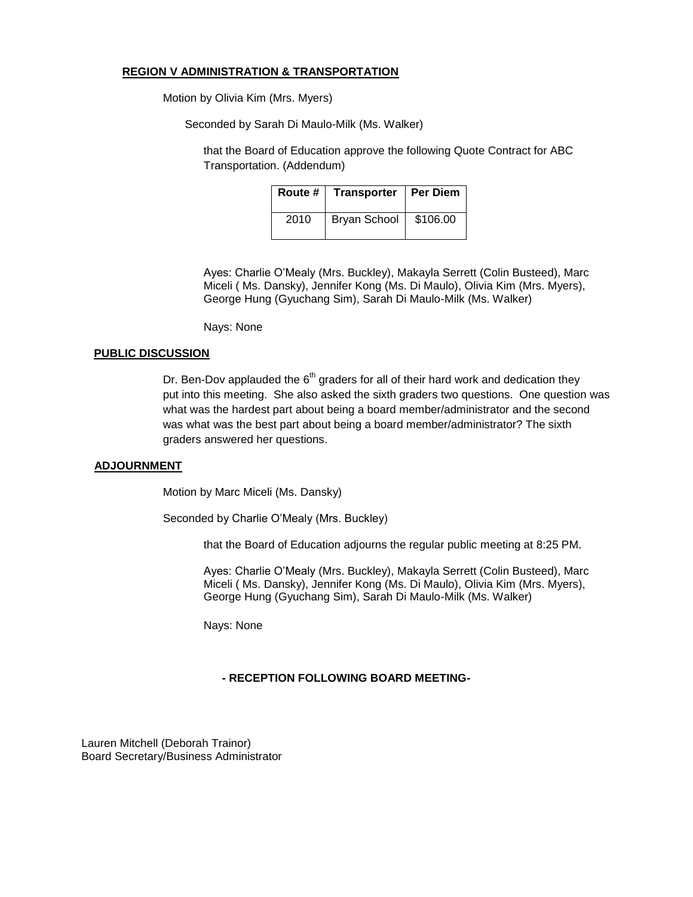**REGION V ADMINISTRATION & TRANSPORTATION**

Motion by Olivia Kim (Mrs. Myers)

Seconded by Sarah Di Maulo-Milk (Ms. Walker)

that the Board of Education approve the following Quote Contract for ABC Transportation. (Addendum)

| Route # | Transporter | Per Diem |
|---|---|---|
| 2010 | Bryan School | $106.00 |

Ayes: Charlie O'Mealy (Mrs. Buckley), Makayla Serrett (Colin Busteed), Marc Miceli ( Ms. Dansky), Jennifer Kong (Ms. Di Maulo), Olivia Kim (Mrs. Myers), George Hung (Gyuchang Sim), Sarah Di Maulo-Milk (Ms. Walker)

Nays: None

**PUBLIC DISCUSSION**

Dr. Ben-Dov applauded the 6th graders for all of their hard work and dedication they put into this meeting. She also asked the sixth graders two questions. One question was what was the hardest part about being a board member/administrator and the second was what was the best part about being a board member/administrator? The sixth graders answered her questions.

**ADJOURNMENT**

Motion by Marc Miceli (Ms. Dansky)

Seconded by Charlie O'Mealy (Mrs. Buckley)

that the Board of Education adjourns the regular public meeting at 8:25 PM.

Ayes: Charlie O'Mealy (Mrs. Buckley), Makayla Serrett (Colin Busteed), Marc Miceli ( Ms. Dansky), Jennifer Kong (Ms. Di Maulo), Olivia Kim (Mrs. Myers), George Hung (Gyuchang Sim), Sarah Di Maulo-Milk (Ms. Walker)

Nays: None

**- RECEPTION FOLLOWING BOARD MEETING-**

Lauren Mitchell (Deborah Trainor)
Board Secretary/Business Administrator